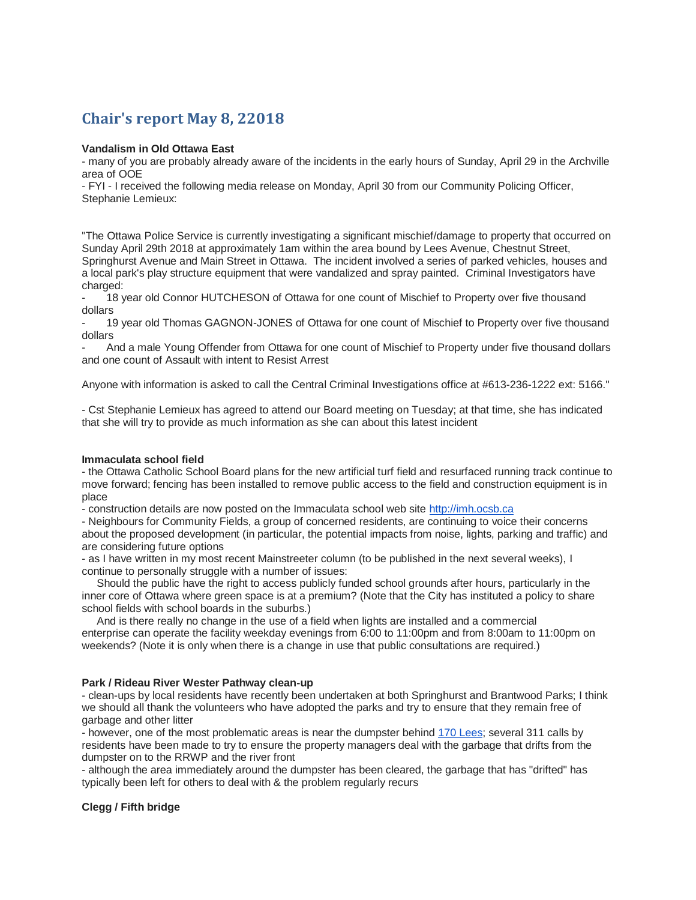# Chair's report May 8, 22018

**Vandalism in Old Ottawa East**

- many of you are probably already aware of the incidents in the early hours of Sunday, April 29 in the Archville area of OOE
- FYI - I received the following media release on Monday, April 30 from our Community Policing Officer, Stephanie Lemieux:

"The Ottawa Police Service is currently investigating a significant mischief/damage to property that occurred on Sunday April 29th 2018 at approximately 1am within the area bound by Lees Avenue, Chestnut Street, Springhurst Avenue and Main Street in Ottawa. The incident involved a series of parked vehicles, houses and a local park's play structure equipment that were vandalized and spray painted. Criminal Investigators have charged:

- 18 year old Connor HUTCHESON of Ottawa for one count of Mischief to Property over five thousand dollars
- 19 year old Thomas GAGNON-JONES of Ottawa for one count of Mischief to Property over five thousand dollars
- And a male Young Offender from Ottawa for one count of Mischief to Property under five thousand dollars and one count of Assault with intent to Resist Arrest

Anyone with information is asked to call the Central Criminal Investigations office at #613-236-1222 ext: 5166."

- Cst Stephanie Lemieux has agreed to attend our Board meeting on Tuesday; at that time, she has indicated that she will try to provide as much information as she can about this latest incident

**Immaculata school field**

- the Ottawa Catholic School Board plans for the new artificial turf field and resurfaced running track continue to move forward; fencing has been installed to remove public access to the field and construction equipment is in place
- construction details are now posted on the Immaculata school web site [http://imh.ocsb.ca](http://imh.ocsb.ca)
- Neighbours for Community Fields, a group of concerned residents, are continuing to voice their concerns about the proposed development (in particular, the potential impacts from noise, lights, parking and traffic) and are considering future options
- as I have written in my most recent Mainstreeter column (to be published in the next several weeks), I continue to personally struggle with a number of issues:

  Should the public have the right to access publicly funded school grounds after hours, particularly in the inner core of Ottawa where green space is at a premium? (Note that the City has instituted a policy to share school fields with school boards in the suburbs.)

  And is there really no change in the use of a field when lights are installed and a commercial enterprise can operate the facility weekday evenings from 6:00 to 11:00pm and from 8:00am to 11:00pm on weekends? (Note it is only when there is a change in use that public consultations are required.)

**Park / Rideau River Wester Pathway clean-up**

- clean-ups by local residents have recently been undertaken at both Springhurst and Brantwood Parks; I think we should all thank the volunteers who have adopted the parks and try to ensure that they remain free of garbage and other litter
- however, one of the most problematic areas is near the dumpster behind 170 Lees; several 311 calls by residents have been made to try to ensure the property managers deal with the garbage that drifts from the dumpster on to the RRWP and the river front
- although the area immediately around the dumpster has been cleared, the garbage that has "drifted" has typically been left for others to deal with & the problem regularly recurs

**Clegg / Fifth bridge**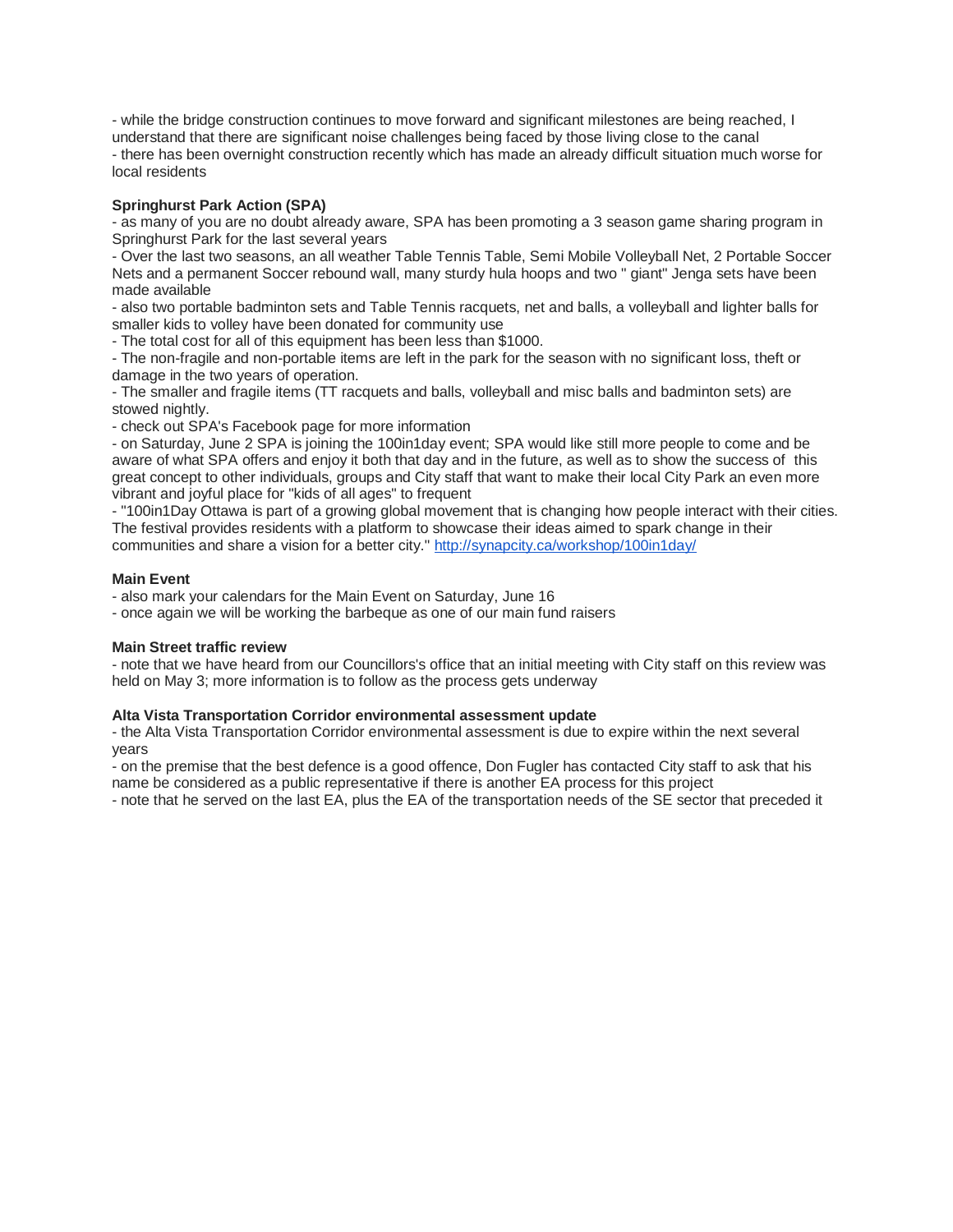- while the bridge construction continues to move forward and significant milestones are being reached, I understand that there are significant noise challenges being faced by those living close to the canal
- there has been overnight construction recently which has made an already difficult situation much worse for local residents

**Springhurst Park Action (SPA)**
- as many of you are no doubt already aware, SPA has been promoting a 3 season game sharing program in Springhurst Park for the last several years
- Over the last two seasons, an all weather Table Tennis Table, Semi Mobile Volleyball Net, 2 Portable Soccer Nets and a permanent Soccer rebound wall, many sturdy hula hoops and two " giant" Jenga sets have been made available
- also two portable badminton sets and Table Tennis racquets, net and balls, a volleyball and lighter balls for smaller kids to volley have been donated for community use
- The total cost for all of this equipment has been less than $1000.
- The non-fragile and non-portable items are left in the park for the season with no significant loss, theft or damage in the two years of operation.
- The smaller and fragile items (TT racquets and balls, volleyball and misc balls and badminton sets) are stowed nightly.
- check out SPA's Facebook page for more information
- on Saturday, June 2 SPA is joining the 100in1day event; SPA would like still more people to come and be aware of what SPA offers and enjoy it both that day and in the future, as well as to show the success of this great concept to other individuals, groups and City staff that want to make their local City Park an even more vibrant and joyful place for "kids of all ages" to frequent
- "100in1Day Ottawa is part of a growing global movement that is changing how people interact with their cities. The festival provides residents with a platform to showcase their ideas aimed to spark change in their communities and share a vision for a better city." http://synapcity.ca/workshop/100in1day/

**Main Event**
- also mark your calendars for the Main Event on Saturday, June 16
- once again we will be working the barbeque as one of our main fund raisers

**Main Street traffic review**
- note that we have heard from our Councillors's office that an initial meeting with City staff on this review was held on May 3; more information is to follow as the process gets underway

**Alta Vista Transportation Corridor environmental assessment update**
- the Alta Vista Transportation Corridor environmental assessment is due to expire within the next several years
- on the premise that the best defence is a good offence, Don Fugler has contacted City staff to ask that his name be considered as a public representative if there is another EA process for this project
- note that he served on the last EA, plus the EA of the transportation needs of the SE sector that preceded it